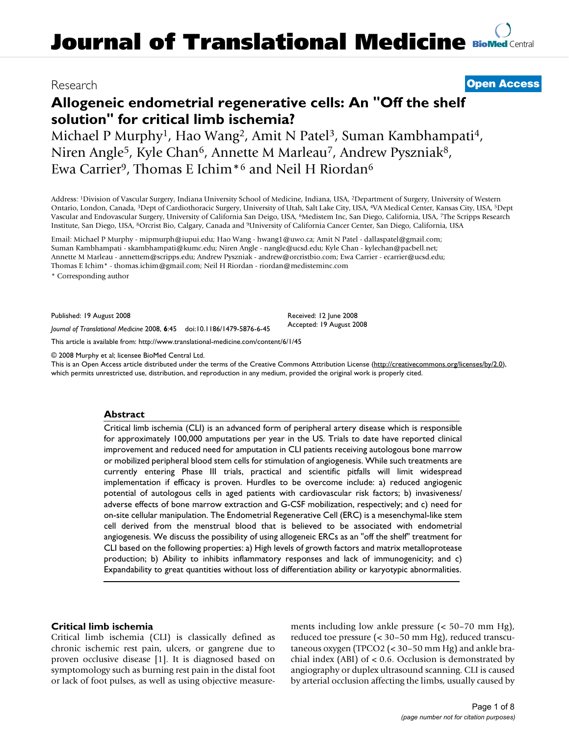# Journal of Translational Medicine

Research

**Open Access**

# Allogeneic endometrial regenerative cells: An "Off the shelf solution" for critical limb ischemia?

Michael P Murphy[1], Hao Wang[2], Amit N Patel[3], Suman Kambhampati[4], Niren Angle[5], Kyle Chan[6], Annette M Marleau[7], Andrew Pyszniak[8], Ewa Carrier[9], Thomas E Ichim*[6] and Neil H Riordan[6]

Address: [1]Division of Vascular Surgery, Indiana University School of Medicine, Indiana, USA, [2]Department of Surgery, University of Western Ontario, London, Canada, [3]Dept of Cardiothoracic Surgery, University of Utah, Salt Lake City, USA, [4]VA Medical Center, Kansas City, USA, [5]Dept Vascular and Endovascular Surgery, University of California San Deigo, USA, [6]Medistem Inc, San Diego, California, USA, [7]The Scripps Research Institute, San Diego, USA, [8]Orcrist Bio, Calgary, Canada and [9]University of California Cancer Center, San Diego, California, USA

Email: Michael P Murphy - mipmurph@iupui.edu; Hao Wang - hwang1@uwo.ca; Amit N Patel - dallaspatel@gmail.com; Suman Kambhampati - skambhampati@kumc.edu; Niren Angle - nangle@ucsd.edu; Kyle Chan - kylechan@pacbell.net; Annette M Marleau - annettem@scripps.edu; Andrew Pyszniak - andrew@orcristbio.com; Ewa Carrier - ecarrier@ucsd.edu; Thomas E Ichim* - thomas.ichim@gmail.com; Neil H Riordan - riordan@medisteminc.com

* Corresponding author

Published: 19 August 2008

*Journal of Translational Medicine* 2008, **6**:45 doi:10.1186/1479-5876-6-45

Received: 12 June 2008

Accepted: 19 August 2008

This article is available from: http://www.translational-medicine.com/content/6/1/45

© 2008 Murphy et al; licensee BioMed Central Ltd.

This is an Open Access article distributed under the terms of the Creative Commons Attribution License (http://creativecommons.org/licenses/by/2.0), which permits unrestricted use, distribution, and reproduction in any medium, provided the original work is properly cited.

## Abstract

Critical limb ischemia (CLI) is an advanced form of peripheral artery disease which is responsible for approximately 100,000 amputations per year in the US. Trials to date have reported clinical improvement and reduced need for amputation in CLI patients receiving autologous bone marrow or mobilized peripheral blood stem cells for stimulation of angiogenesis. While such treatments are currently entering Phase III trials, practical and scientific pitfalls will limit widespread implementation if efficacy is proven. Hurdles to be overcome include: a) reduced angiogenic potential of autologous cells in aged patients with cardiovascular risk factors; b) invasiveness/adverse effects of bone marrow extraction and G-CSF mobilization, respectively; and c) need for on-site cellular manipulation. The Endometrial Regenerative Cell (ERC) is a mesenchymal-like stem cell derived from the menstrual blood that is believed to be associated with endometrial angiogenesis. We discuss the possibility of using allogeneic ERCs as an "off the shelf" treatment for CLI based on the following properties: a) High levels of growth factors and matrix metalloprotease production; b) Ability to inhibits inflammatory responses and lack of immunogenicity; and c) Expandability to great quantities without loss of differentiation ability or karyotypic abnormalities.

## Critical limb ischemia

Critical limb ischemia (CLI) is classically defined as chronic ischemic rest pain, ulcers, or gangrene due to proven occlusive disease [1]. It is diagnosed based on symptomology such as burning rest pain in the distal foot or lack of foot pulses, as well as using objective measurements including low ankle pressure (< 50–70 mm Hg), reduced toe pressure (< 30–50 mm Hg), reduced transcutaneous oxygen (TPCO2 (< 30–50 mm Hg) and ankle brachial index (ABI) of < 0.6. Occlusion is demonstrated by angiography or duplex ultrasound scanning. CLI is caused by arterial occlusion affecting the limbs, usually caused by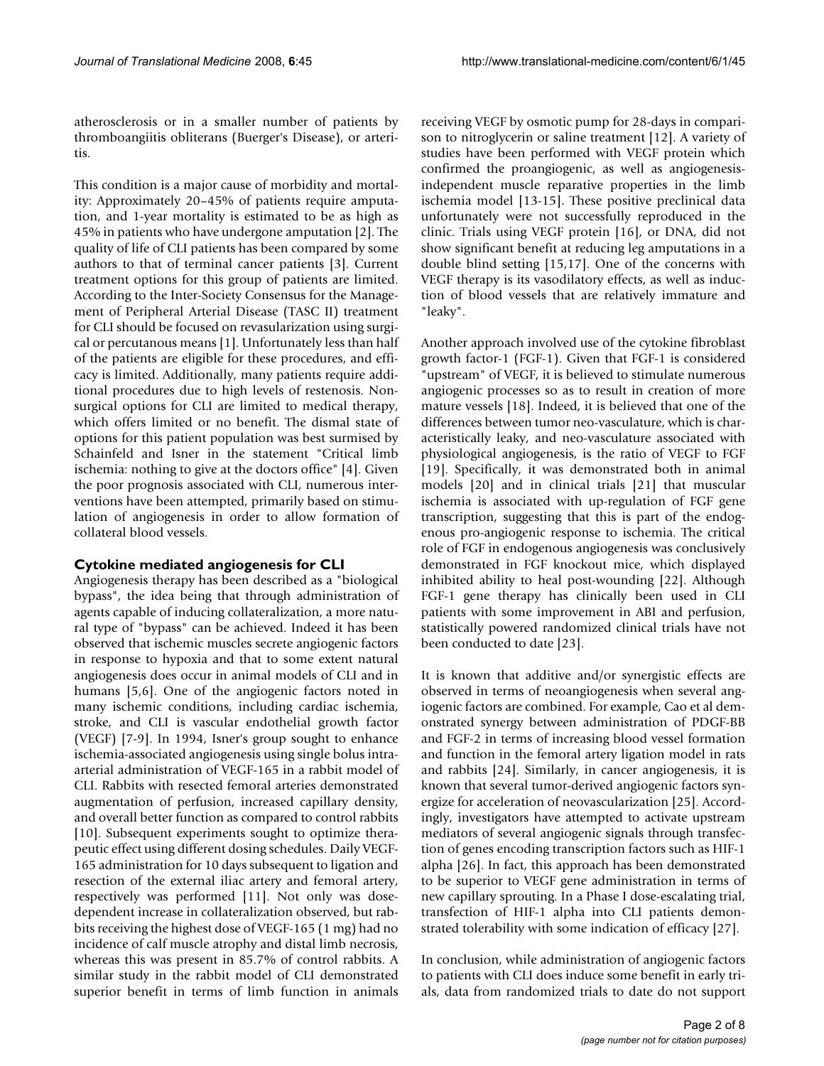atherosclerosis or in a smaller number of patients by thromboangiitis obliterans (Buerger's Disease), or arteritis.

This condition is a major cause of morbidity and mortality: Approximately 20–45% of patients require amputation, and 1-year mortality is estimated to be as high as 45% in patients who have undergone amputation [2]. The quality of life of CLI patients has been compared by some authors to that of terminal cancer patients [3]. Current treatment options for this group of patients are limited. According to the Inter-Society Consensus for the Management of Peripheral Arterial Disease (TASC II) treatment for CLI should be focused on revascularization using surgical or percutanous means [1]. Unfortunately less than half of the patients are eligible for these procedures, and efficacy is limited. Additionally, many patients require additional procedures due to high levels of restenosis. Non-surgical options for CLI are limited to medical therapy, which offers limited or no benefit. The dismal state of options for this patient population was best surmised by Schainfeld and Isner in the statement "Critical limb ischemia: nothing to give at the doctors office" [4]. Given the poor prognosis associated with CLI, numerous interventions have been attempted, primarily based on stimulation of angiogenesis in order to allow formation of collateral blood vessels.

### Cytokine mediated angiogenesis for CLI

Angiogenesis therapy has been described as a "biological bypass", the idea being that through administration of agents capable of inducing collateralization, a more natural type of "bypass" can be achieved. Indeed it has been observed that ischemic muscles secrete angiogenic factors in response to hypoxia and that to some extent natural angiogenesis does occur in animal models of CLI and in humans [5,6]. One of the angiogenic factors noted in many ischemic conditions, including cardiac ischemia, stroke, and CLI is vascular endothelial growth factor (VEGF) [7-9]. In 1994, Isner's group sought to enhance ischemia-associated angiogenesis using single bolus intra-arterial administration of VEGF-165 in a rabbit model of CLI. Rabbits with resected femoral arteries demonstrated augmentation of perfusion, increased capillary density, and overall better function as compared to control rabbits [10]. Subsequent experiments sought to optimize therapeutic effect using different dosing schedules. Daily VEGF-165 administration for 10 days subsequent to ligation and resection of the external iliac artery and femoral artery, respectively was performed [11]. Not only was dose-dependent increase in collateralization observed, but rabbits receiving the highest dose of VEGF-165 (1 mg) had no incidence of calf muscle atrophy and distal limb necrosis, whereas this was present in 85.7% of control rabbits. A similar study in the rabbit model of CLI demonstrated superior benefit in terms of limb function in animals receiving VEGF by osmotic pump for 28-days in comparison to nitroglycerin or saline treatment [12]. A variety of studies have been performed with VEGF protein which confirmed the proangiogenic, as well as angiogenesis-independent muscle reparative properties in the limb ischemia model [13-15]. These positive preclinical data unfortunately were not successfully reproduced in the clinic. Trials using VEGF protein [16], or DNA, did not show significant benefit at reducing leg amputations in a double blind setting [15,17]. One of the concerns with VEGF therapy is its vasodilatory effects, as well as induction of blood vessels that are relatively immature and "leaky".

Another approach involved use of the cytokine fibroblast growth factor-1 (FGF-1). Given that FGF-1 is considered "upstream" of VEGF, it is believed to stimulate numerous angiogenic processes so as to result in creation of more mature vessels [18]. Indeed, it is believed that one of the differences between tumor neo-vasculature, which is characteristically leaky, and neo-vasculature associated with physiological angiogenesis, is the ratio of VEGF to FGF [19]. Specifically, it was demonstrated both in animal models [20] and in clinical trials [21] that muscular ischemia is associated with up-regulation of FGF gene transcription, suggesting that this is part of the endogenous pro-angiogenic response to ischemia. The critical role of FGF in endogenous angiogenesis was conclusively demonstrated in FGF knockout mice, which displayed inhibited ability to heal post-wounding [22]. Although FGF-1 gene therapy has clinically been used in CLI patients with some improvement in ABI and perfusion, statistically powered randomized clinical trials have not been conducted to date [23].

It is known that additive and/or synergistic effects are observed in terms of neoangiogenesis when several angiogenic factors are combined. For example, Cao et al demonstrated synergy between administration of PDGF-BB and FGF-2 in terms of increasing blood vessel formation and function in the femoral artery ligation model in rats and rabbits [24]. Similarly, in cancer angiogenesis, it is known that several tumor-derived angiogenic factors synergize for acceleration of neovascularization [25]. Accordingly, investigators have attempted to activate upstream mediators of several angiogenic signals through transfection of genes encoding transcription factors such as HIF-1 alpha [26]. In fact, this approach has been demonstrated to be superior to VEGF gene administration in terms of new capillary sprouting. In a Phase I dose-escalating trial, transfection of HIF-1 alpha into CLI patients demonstrated tolerability with some indication of efficacy [27].

In conclusion, while administration of angiogenic factors to patients with CLI does induce some benefit in early trials, data from randomized trials to date do not support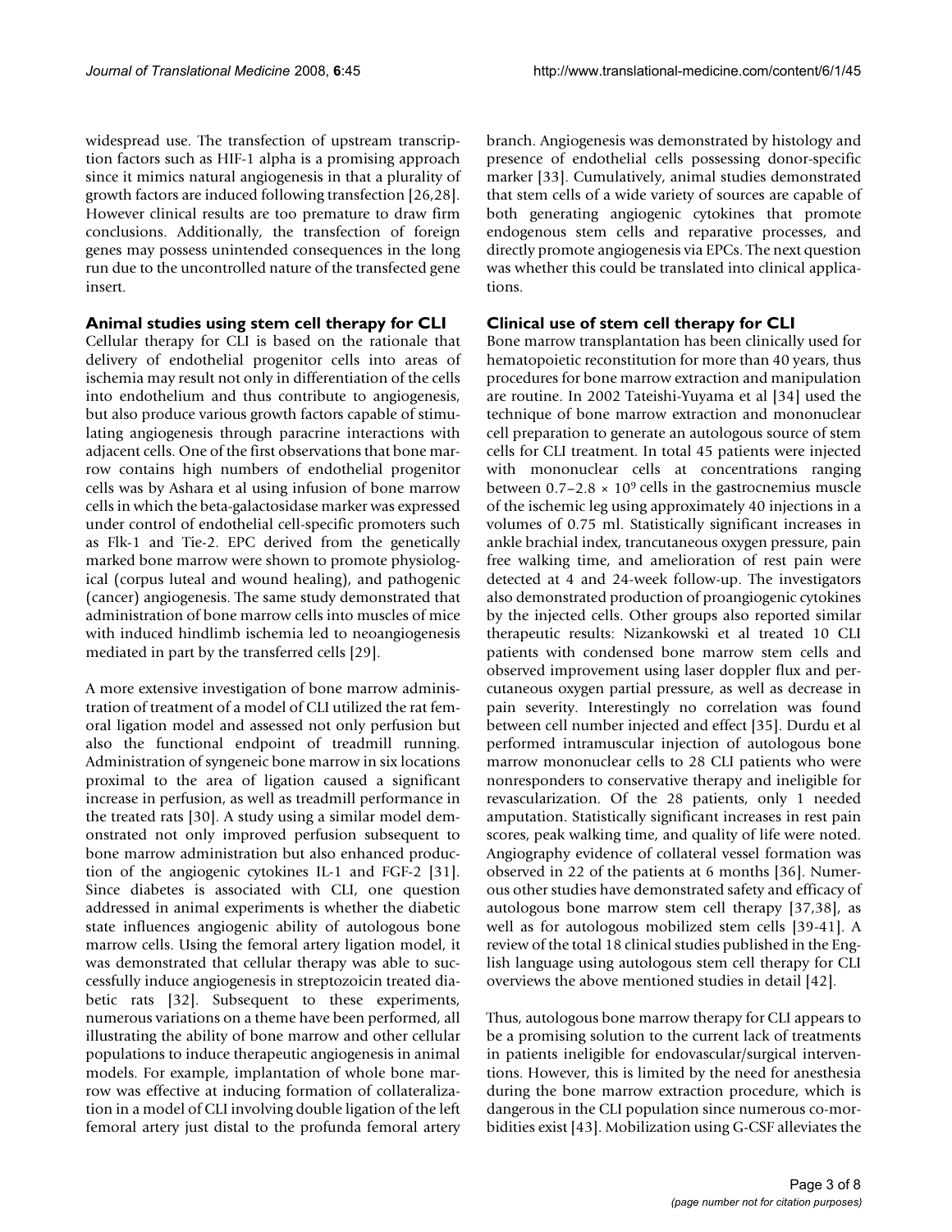widespread use. The transfection of upstream transcription factors such as HIF-1 alpha is a promising approach since it mimics natural angiogenesis in that a plurality of growth factors are induced following transfection [26,28]. However clinical results are too premature to draw firm conclusions. Additionally, the transfection of foreign genes may possess unintended consequences in the long run due to the uncontrolled nature of the transfected gene insert.

## Animal studies using stem cell therapy for CLI

Cellular therapy for CLI is based on the rationale that delivery of endothelial progenitor cells into areas of ischemia may result not only in differentiation of the cells into endothelium and thus contribute to angiogenesis, but also produce various growth factors capable of stimulating angiogenesis through paracrine interactions with adjacent cells. One of the first observations that bone marrow contains high numbers of endothelial progenitor cells was by Ashara et al using infusion of bone marrow cells in which the beta-galactosidase marker was expressed under control of endothelial cell-specific promoters such as Flk-1 and Tie-2. EPC derived from the genetically marked bone marrow were shown to promote physiological (corpus luteal and wound healing), and pathogenic (cancer) angiogenesis. The same study demonstrated that administration of bone marrow cells into muscles of mice with induced hindlimb ischemia led to neoangiogenesis mediated in part by the transferred cells [29].

A more extensive investigation of bone marrow administration of treatment of a model of CLI utilized the rat femoral ligation model and assessed not only perfusion but also the functional endpoint of treadmill running. Administration of syngeneic bone marrow in six locations proximal to the area of ligation caused a significant increase in perfusion, as well as treadmill performance in the treated rats [30]. A study using a similar model demonstrated not only improved perfusion subsequent to bone marrow administration but also enhanced production of the angiogenic cytokines IL-1 and FGF-2 [31]. Since diabetes is associated with CLI, one question addressed in animal experiments is whether the diabetic state influences angiogenic ability of autologous bone marrow cells. Using the femoral artery ligation model, it was demonstrated that cellular therapy was able to successfully induce angiogenesis in streptozoicin treated diabetic rats [32]. Subsequent to these experiments, numerous variations on a theme have been performed, all illustrating the ability of bone marrow and other cellular populations to induce therapeutic angiogenesis in animal models. For example, implantation of whole bone marrow was effective at inducing formation of collateralization in a model of CLI involving double ligation of the left femoral artery just distal to the profunda femoral artery branch. Angiogenesis was demonstrated by histology and presence of endothelial cells possessing donor-specific marker [33]. Cumulatively, animal studies demonstrated that stem cells of a wide variety of sources are capable of both generating angiogenic cytokines that promote endogenous stem cells and reparative processes, and directly promote angiogenesis via EPCs. The next question was whether this could be translated into clinical applications.

## Clinical use of stem cell therapy for CLI

Bone marrow transplantation has been clinically used for hematopoietic reconstitution for more than 40 years, thus procedures for bone marrow extraction and manipulation are routine. In 2002 Tateishi-Yuyama et al [34] used the technique of bone marrow extraction and mononuclear cell preparation to generate an autologous source of stem cells for CLI treatment. In total 45 patients were injected with mononuclear cells at concentrations ranging between $0.7–2.8 \times 10^9$ cells in the gastrocnemius muscle of the ischemic leg using approximately 40 injections in a volumes of 0.75 ml. Statistically significant increases in ankle brachial index, trancutaneous oxygen pressure, pain free walking time, and amelioration of rest pain were detected at 4 and 24-week follow-up. The investigators also demonstrated production of proangiogenic cytokines by the injected cells. Other groups also reported similar therapeutic results: Nizankowski et al treated 10 CLI patients with condensed bone marrow stem cells and observed improvement using laser doppler flux and percutaneous oxygen partial pressure, as well as decrease in pain severity. Interestingly no correlation was found between cell number injected and effect [35]. Durdu et al performed intramuscular injection of autologous bone marrow mononuclear cells to 28 CLI patients who were nonresponders to conservative therapy and ineligible for revascularization. Of the 28 patients, only 1 needed amputation. Statistically significant increases in rest pain scores, peak walking time, and quality of life were noted. Angiography evidence of collateral vessel formation was observed in 22 of the patients at 6 months [36]. Numerous other studies have demonstrated safety and efficacy of autologous bone marrow stem cell therapy [37,38], as well as for autologous mobilized stem cells [39-41]. A review of the total 18 clinical studies published in the English language using autologous stem cell therapy for CLI overviews the above mentioned studies in detail [42].

Thus, autologous bone marrow therapy for CLI appears to be a promising solution to the current lack of treatments in patients ineligible for endovascular/surgical interventions. However, this is limited by the need for anesthesia during the bone marrow extraction procedure, which is dangerous in the CLI population since numerous co-morbidities exist [43]. Mobilization using G-CSF alleviates the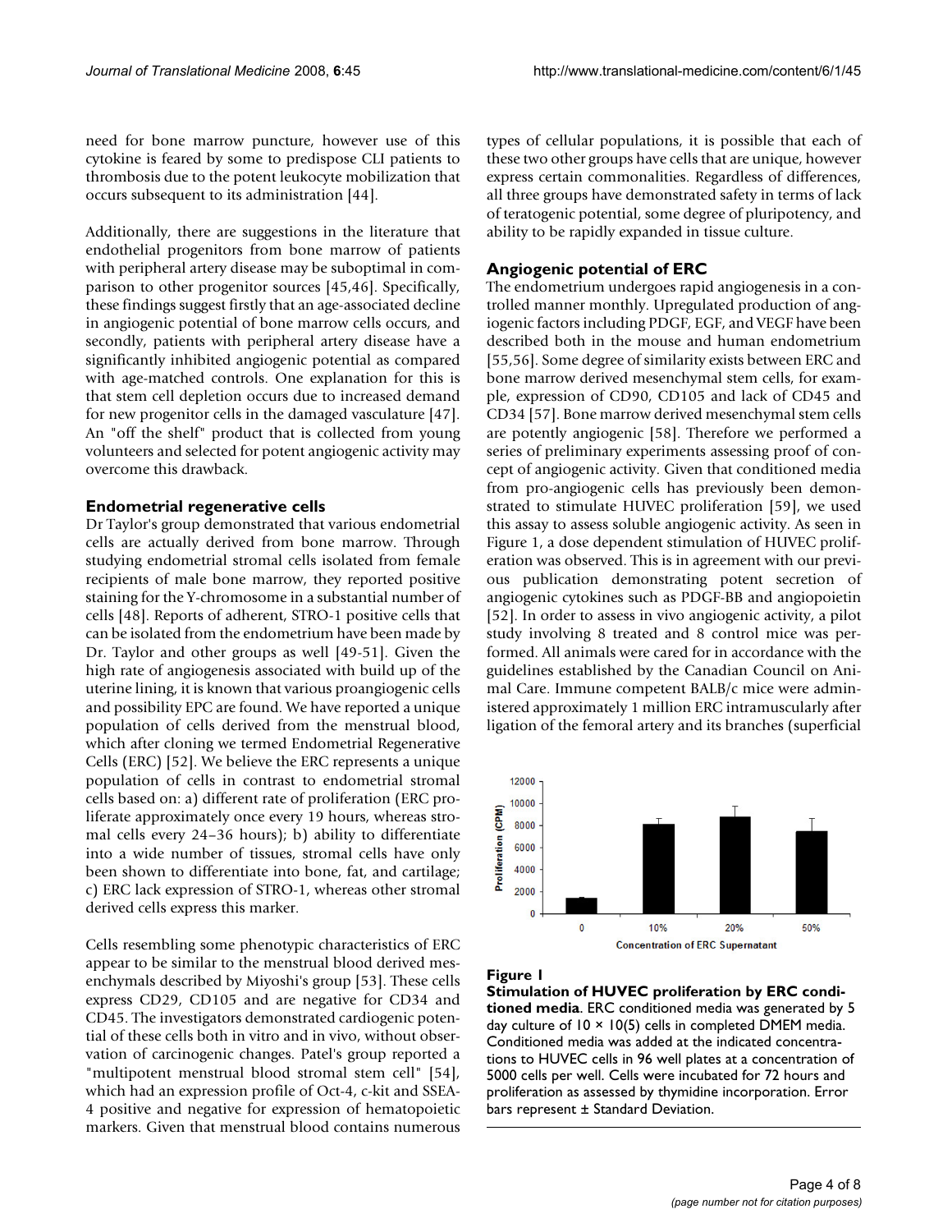need for bone marrow puncture, however use of this cytokine is feared by some to predispose CLI patients to thrombosis due to the potent leukocyte mobilization that occurs subsequent to its administration [44].

Additionally, there are suggestions in the literature that endothelial progenitors from bone marrow of patients with peripheral artery disease may be suboptimal in comparison to other progenitor sources [45,46]. Specifically, these findings suggest firstly that an age-associated decline in angiogenic potential of bone marrow cells occurs, and secondly, patients with peripheral artery disease have a significantly inhibited angiogenic potential as compared with age-matched controls. One explanation for this is that stem cell depletion occurs due to increased demand for new progenitor cells in the damaged vasculature [47]. An "off the shelf" product that is collected from young volunteers and selected for potent angiogenic activity may overcome this drawback.

### Endometrial regenerative cells

Dr Taylor's group demonstrated that various endometrial cells are actually derived from bone marrow. Through studying endometrial stromal cells isolated from female recipients of male bone marrow, they reported positive staining for the Y-chromosome in a substantial number of cells [48]. Reports of adherent, STRO-1 positive cells that can be isolated from the endometrium have been made by Dr. Taylor and other groups as well [49-51]. Given the high rate of angiogenesis associated with build up of the uterine lining, it is known that various proangiogenic cells and possibility EPC are found. We have reported a unique population of cells derived from the menstrual blood, which after cloning we termed Endometrial Regenerative Cells (ERC) [52]. We believe the ERC represents a unique population of cells in contrast to endometrial stromal cells based on: a) different rate of proliferation (ERC proliferate approximately once every 19 hours, whereas stromal cells every 24–36 hours); b) ability to differentiate into a wide number of tissues, stromal cells have only been shown to differentiate into bone, fat, and cartilage; c) ERC lack expression of STRO-1, whereas other stromal derived cells express this marker.

Cells resembling some phenotypic characteristics of ERC appear to be similar to the menstrual blood derived mesenchymals described by Miyoshi's group [53]. These cells express CD29, CD105 and are negative for CD34 and CD45. The investigators demonstrated cardiogenic potential of these cells both in vitro and in vivo, without observation of carcinogenic changes. Patel's group reported a "multipotent menstrual blood stromal stem cell" [54], which had an expression profile of Oct-4, c-kit and SSEA-4 positive and negative for expression of hematopoietic markers. Given that menstrual blood contains numerous types of cellular populations, it is possible that each of these two other groups have cells that are unique, however express certain commonalities. Regardless of differences, all three groups have demonstrated safety in terms of lack of teratogenic potential, some degree of pluripotency, and ability to be rapidly expanded in tissue culture.

### Angiogenic potential of ERC

The endometrium undergoes rapid angiogenesis in a controlled manner monthly. Upregulated production of angiogenic factors including PDGF, EGF, and VEGF have been described both in the mouse and human endometrium [55,56]. Some degree of similarity exists between ERC and bone marrow derived mesenchymal stem cells, for example, expression of CD90, CD105 and lack of CD45 and CD34 [57]. Bone marrow derived mesenchymal stem cells are potently angiogenic [58]. Therefore we performed a series of preliminary experiments assessing proof of concept of angiogenic activity. Given that conditioned media from pro-angiogenic cells has previously been demonstrated to stimulate HUVEC proliferation [59], we used this assay to assess soluble angiogenic activity. As seen in Figure 1, a dose dependent stimulation of HUVEC proliferation was observed. This is in agreement with our previous publication demonstrating potent secretion of angiogenic cytokines such as PDGF-BB and angiopoietin [52]. In order to assess in vivo angiogenic activity, a pilot study involving 8 treated and 8 control mice was performed. All animals were cared for in accordance with the guidelines established by the Canadian Council on Animal Care. Immune competent BALB/c mice were administered approximately 1 million ERC intramuscularly after ligation of the femoral artery and its branches (superficial

**Figure 1**

**Stimulation of HUVEC proliferation by ERC conditioned media**. ERC conditioned media was generated by 5 day culture of $10 \times 10(5)$ cells in completed DMEM media. Conditioned media was added at the indicated concentrations to HUVEC cells in 96 well plates at a concentration of 5000 cells per well. Cells were incubated for 72 hours and proliferation as assessed by thymidine incorporation. Error bars represent ± Standard Deviation.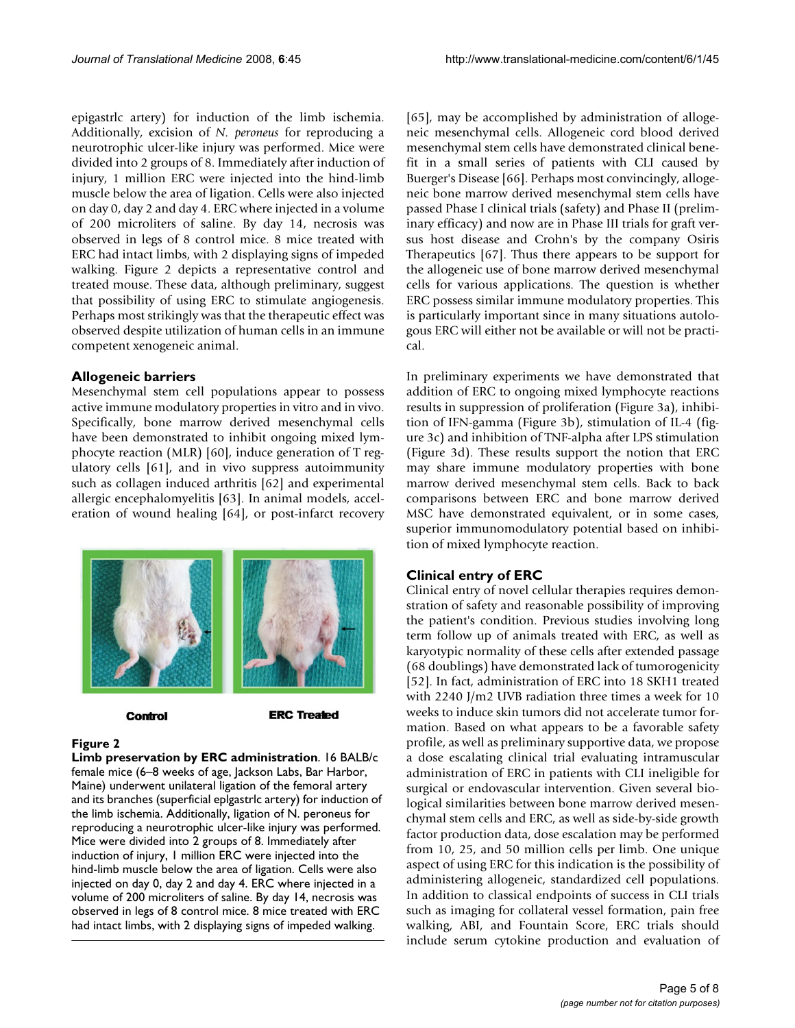epigastrlc artery) for induction of the limb ischemia. Additionally, excision of *N. peroneus* for reproducing a neurotrophic ulcer-like injury was performed. Mice were divided into 2 groups of 8. Immediately after induction of injury, 1 million ERC were injected into the hind-limb muscle below the area of ligation. Cells were also injected on day 0, day 2 and day 4. ERC where injected in a volume of 200 microliters of saline. By day 14, necrosis was observed in legs of 8 control mice. 8 mice treated with ERC had intact limbs, with 2 displaying signs of impeded walking. Figure 2 depicts a representative control and treated mouse. These data, although preliminary, suggest that possibility of using ERC to stimulate angiogenesis. Perhaps most strikingly was that the therapeutic effect was observed despite utilization of human cells in an immune competent xenogeneic animal.

## Allogeneic barriers

Mesenchymal stem cell populations appear to possess active immune modulatory properties in vitro and in vivo. Specifically, bone marrow derived mesenchymal cells have been demonstrated to inhibit ongoing mixed lymphocyte reaction (MLR) [60], induce generation of T regulatory cells [61], and in vivo suppress autoimmunity such as collagen induced arthritis [62] and experimental allergic encephalomyelitis [63]. In animal models, acceleration of wound healing [64], or post-infarct recovery [65], may be accomplished by administration of allogeneic mesenchymal cells. Allogeneic cord blood derived mesenchymal stem cells have demonstrated clinical benefit in a small series of patients with CLI caused by Buerger's Disease [66]. Perhaps most convincingly, allogeneic bone marrow derived mesenchymal stem cells have passed Phase I clinical trials (safety) and Phase II (preliminary efficacy) and now are in Phase III trials for graft versus host disease and Crohn's by the company Osiris Therapeutics [67]. Thus there appears to be support for the allogeneic use of bone marrow derived mesenchymal cells for various applications. The question is whether ERC possess similar immune modulatory properties. This is particularly important since in many situations autologous ERC will either not be available or will not be practical.

Control

ERC Treated

**Figure 2**

**Limb preservation by ERC administration**. 16 BALB/c female mice (6–8 weeks of age, Jackson Labs, Bar Harbor, Maine) underwent unilateral ligation of the femoral artery and its branches (superficial eplgastrlc artery) for induction of the limb ischemia. Additionally, ligation of N. peroneus for reproducing a neurotrophic ulcer-like injury was performed. Mice were divided into 2 groups of 8. Immediately after induction of injury, 1 million ERC were injected into the hind-limb muscle below the area of ligation. Cells were also injected on day 0, day 2 and day 4. ERC where injected in a volume of 200 microliters of saline. By day 14, necrosis was observed in legs of 8 control mice. 8 mice treated with ERC had intact limbs, with 2 displaying signs of impeded walking.

In preliminary experiments we have demonstrated that addition of ERC to ongoing mixed lymphocyte reactions results in suppression of proliferation (Figure 3a), inhibition of IFN-gamma (Figure 3b), stimulation of IL-4 (figure 3c) and inhibition of TNF-alpha after LPS stimulation (Figure 3d). These results support the notion that ERC may share immune modulatory properties with bone marrow derived mesenchymal stem cells. Back to back comparisons between ERC and bone marrow derived MSC have demonstrated equivalent, or in some cases, superior immunomodulatory potential based on inhibition of mixed lymphocyte reaction.

## Clinical entry of ERC

Clinical entry of novel cellular therapies requires demonstration of safety and reasonable possibility of improving the patient's condition. Previous studies involving long term follow up of animals treated with ERC, as well as karyotypic normality of these cells after extended passage (68 doublings) have demonstrated lack of tumorogenicity [52]. In fact, administration of ERC into 18 SKH1 treated with 2240 J/m2 UVB radiation three times a week for 10 weeks to induce skin tumors did not accelerate tumor formation. Based on what appears to be a favorable safety profile, as well as preliminary supportive data, we propose a dose escalating clinical trial evaluating intramuscular administration of ERC in patients with CLI ineligible for surgical or endovascular intervention. Given several biological similarities between bone marrow derived mesenchymal stem cells and ERC, as well as side-by-side growth factor production data, dose escalation may be performed from 10, 25, and 50 million cells per limb. One unique aspect of using ERC for this indication is the possibility of administering allogeneic, standardized cell populations. In addition to classical endpoints of success in CLI trials such as imaging for collateral vessel formation, pain free walking, ABI, and Fountain Score, ERC trials should include serum cytokine production and evaluation of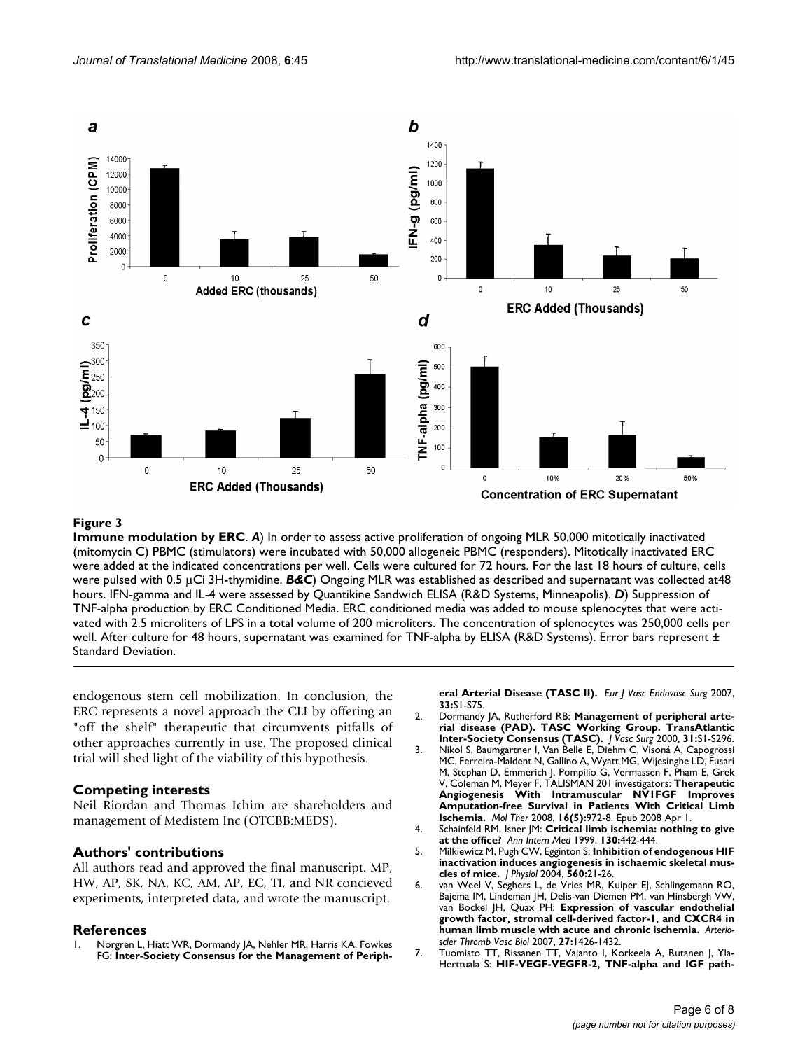**Figure 3**

**Immune modulation by ERC**. ***A***) In order to assess active proliferation of ongoing MLR 50,000 mitotically inactivated (mitomycin C) PBMC (stimulators) were incubated with 50,000 allogeneic PBMC (responders). Mitotically inactivated ERC were added at the indicated concentrations per well. Cells were cultured for 72 hours. For the last 18 hours of culture, cells were pulsed with 0.5 μCi 3H-thymidine. ***B&C***) Ongoing MLR was established as described and supernatant was collected at48 hours. IFN-gamma and IL-4 were assessed by Quantikine Sandwich ELISA (R&D Systems, Minneapolis). ***D***) Suppression of TNF-alpha production by ERC Conditioned Media. ERC conditioned media was added to mouse splenocytes that were activated with 2.5 microliters of LPS in a total volume of 200 microliters. The concentration of splenocytes was 250,000 cells per well. After culture for 48 hours, supernatant was examined for TNF-alpha by ELISA (R&D Systems). Error bars represent ± Standard Deviation.

endogenous stem cell mobilization. In conclusion, the ERC represents a novel approach the CLI by offering an "off the shelf" therapeutic that circumvents pitfalls of other approaches currently in use. The proposed clinical trial will shed light of the viability of this hypothesis.

## Competing interests

Neil Riordan and Thomas Ichim are shareholders and management of Medistem Inc (OTCBB:MEDS).

## Authors' contributions

All authors read and approved the final manuscript. MP, HW, AP, SK, NA, KC, AM, AP, EC, TI, and NR concieved experiments, interpreted data, and wrote the manuscript.

## References

1. Norgren L, Hiatt WR, Dormandy JA, Nehler MR, Harris KA, Fowkes FG: **Inter-Society Consensus for the Management of Peripheral Arterial Disease (TASC II).** *Eur J Vasc Endovasc Surg* 2007, **33:**S1-S75.
2. Dormandy JA, Rutherford RB: **Management of peripheral arterial disease (PAD). TASC Working Group. TransAtlantic Inter-Society Consensus (TASC).** *J Vasc Surg* 2000, **31:**S1-S296.
3. Nikol S, Baumgartner I, Van Belle E, Diehm C, Visoná A, Capogrossi MC, Ferreira-Maldent N, Gallino A, Wyatt MG, Wijesinghe LD, Fusari M, Stephan D, Emmerich J, Pompilio G, Vermassen F, Pham E, Grek V, Coleman M, Meyer F, TALISMAN 201 investigators: **Therapeutic Angiogenesis With Intramuscular NV1FGF Improves Amputation-free Survival in Patients With Critical Limb Ischemia.** *Mol Ther* 2008, **16(5):**972-8. Epub 2008 Apr 1.
4. Schainfeld RM, Isner JM: **Critical limb ischemia: nothing to give at the office?** *Ann Intern Med* 1999, **130:**442-444.
5. Milkiewicz M, Pugh CW, Egginton S: **Inhibition of endogenous HIF inactivation induces angiogenesis in ischaemic skeletal muscles of mice.** *J Physiol* 2004, **560:**21-26.
6. van Weel V, Seghers L, de Vries MR, Kuiper EJ, Schlingemann RO, Bajema IM, Lindeman JH, Delis-van Diemen PM, van Hinsbergh VW, van Bockel JH, Quax PH: **Expression of vascular endothelial growth factor, stromal cell-derived factor-1, and CXCR4 in human limb muscle with acute and chronic ischemia.** *Arterioscler Thromb Vasc Biol* 2007, **27:**1426-1432.
7. Tuomisto TT, Rissanen TT, Vajanto I, Korkeela A, Rutanen J, Yla-Herttuala S: **HIF-VEGF-VEGFR-2, TNF-alpha and IGF path-**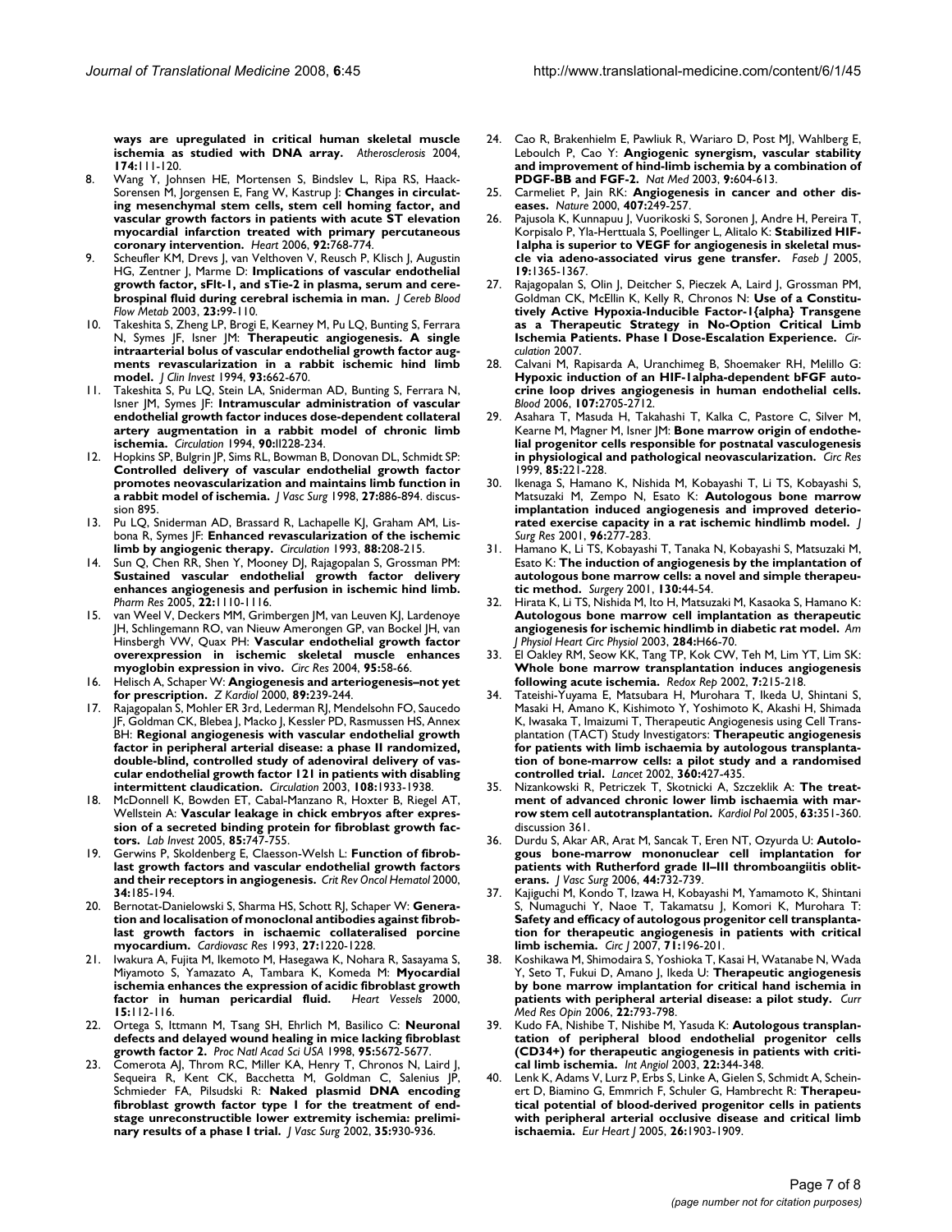ways are upregulated in critical human skeletal muscle ischemia as studied with DNA array. *Atherosclerosis* 2004, **174**:111-120.

8. Wang Y, Johnsen HE, Mortensen S, Bindslev L, Ripa RS, Haack-Sorensen M, Jorgensen E, Fang W, Kastrup J: **Changes in circulating mesenchymal stem cells, stem cell homing factor, and vascular growth factors in patients with acute ST elevation myocardial infarction treated with primary percutaneous coronary intervention.** *Heart* 2006, **92**:768-774.
9. Scheufler KM, Drevs J, van Velthoven V, Reusch P, Klisch J, Augustin HG, Zentner J, Marme D: **Implications of vascular endothelial growth factor, sFlt-1, and sTie-2 in plasma, serum and cerebrospinal fluid during cerebral ischemia in man.** *J Cereb Blood Flow Metab* 2003, **23**:99-110.
10. Takeshita S, Zheng LP, Brogi E, Kearney M, Pu LQ, Bunting S, Ferrara N, Symes JF, Isner JM: **Therapeutic angiogenesis. A single intraarterial bolus of vascular endothelial growth factor augments revascularization in a rabbit ischemic hind limb model.** *J Clin Invest* 1994, **93**:662-670.
11. Takeshita S, Pu LQ, Stein LA, Sniderman AD, Bunting S, Ferrara N, Isner JM, Symes JF: **Intramuscular administration of vascular endothelial growth factor induces dose-dependent collateral artery augmentation in a rabbit model of chronic limb ischemia.** *Circulation* 1994, **90**:II228-234.
12. Hopkins SP, Bulgrin JP, Sims RL, Bowman B, Donovan DL, Schmidt SP: **Controlled delivery of vascular endothelial growth factor promotes neovascularization and maintains limb function in a rabbit model of ischemia.** *J Vasc Surg* 1998, **27**:886-894. discussion 895.
13. Pu LQ, Sniderman AD, Brassard R, Lachapelle KJ, Graham AM, Lisbona R, Symes JF: **Enhanced revascularization of the ischemic limb by angiogenic therapy.** *Circulation* 1993, **88**:208-215.
14. Sun Q, Chen RR, Shen Y, Mooney DJ, Rajagopalan S, Grossman PM: **Sustained vascular endothelial growth factor delivery enhances angiogenesis and perfusion in ischemic hind limb.** *Pharm Res* 2005, **22**:1110-1116.
15. van Weel V, Deckers MM, Grimbergen JM, van Leuven KJ, Lardenoye JH, Schlingemann RO, van Nieuw Amerongen GP, van Bockel JH, van Hinsbergh VW, Quax PH: **Vascular endothelial growth factor overexpression in ischemic skeletal muscle enhances myoglobin expression in vivo.** *Circ Res* 2004, **95**:58-66.
16. Helisch A, Schaper W: **Angiogenesis and arteriogenesis–not yet for prescription.** *Z Kardiol* 2000, **89**:239-244.
17. Rajagopalan S, Mohler ER 3rd, Lederman RJ, Mendelsohn FO, Saucedo JF, Goldman CK, Blebea J, Macko J, Kessler PD, Rasmussen HS, Annex BH: **Regional angiogenesis with vascular endothelial growth factor in peripheral arterial disease: a phase II randomized, double-blind, controlled study of adenoviral delivery of vascular endothelial growth factor 121 in patients with disabling intermittent claudication.** *Circulation* 2003, **108**:1933-1938.
18. McDonnell K, Bowden ET, Cabal-Manzano R, Hoxter B, Riegel AT, Wellstein A: **Vascular leakage in chick embryos after expression of a secreted binding protein for fibroblast growth factors.** *Lab Invest* 2005, **85**:747-755.
19. Gerwins P, Skoldenberg E, Claesson-Welsh L: **Function of fibroblast growth factors and vascular endothelial growth factors and their receptors in angiogenesis.** *Crit Rev Oncol Hematol* 2000, **34**:185-194.
20. Bernotat-Danielowski S, Sharma HS, Schott RJ, Schaper W: **Generation and localisation of monoclonal antibodies against fibroblast growth factors in ischaemic collateralised porcine myocardium.** *Cardiovasc Res* 1993, **27**:1220-1228.
21. Iwakura A, Fujita M, Ikemoto M, Hasegawa K, Nohara R, Sasayama S, Miyamoto S, Yamazato A, Tambara K, Komeda M: **Myocardial ischemia enhances the expression of acidic fibroblast growth factor in human pericardial fluid.** *Heart Vessels* 2000, **15**:112-116.
22. Ortega S, Ittmann M, Tsang SH, Ehrlich M, Basilico C: **Neuronal defects and delayed wound healing in mice lacking fibroblast growth factor 2.** *Proc Natl Acad Sci USA* 1998, **95**:5672-5677.
23. Comerota AJ, Throm RC, Miller KA, Henry T, Chronos N, Laird J, Sequeira R, Kent CK, Bacchetta M, Goldman C, Salenius JP, Schmieder FA, Pilsudski R: **Naked plasmid DNA encoding fibroblast growth factor type 1 for the treatment of end-stage unreconstructible lower extremity ischemia: preliminary results of a phase I trial.** *J Vasc Surg* 2002, **35**:930-936.
24. Cao R, Brakenhielm E, Pawliuk R, Wariaro D, Post MJ, Wahlberg E, Leboulch P, Cao Y: **Angiogenic synergism, vascular stability and improvement of hind-limb ischemia by a combination of PDGF-BB and FGF-2.** *Nat Med* 2003, **9**:604-613.
25. Carmeliet P, Jain RK: **Angiogenesis in cancer and other diseases.** *Nature* 2000, **407**:249-257.
26. Pajusola K, Kunnapuu J, Vuorikoski S, Soronen J, Andre H, Pereira T, Korpisalo P, Yla-Herttuala S, Poellinger L, Alitalo K: **Stabilized HIF-1alpha is superior to VEGF for angiogenesis in skeletal muscle via adeno-associated virus gene transfer.** *Faseb J* 2005, **19**:1365-1367.
27. Rajagopalan S, Olin J, Deitcher S, Pieczek A, Laird J, Grossman PM, Goldman CK, McEllin K, Kelly R, Chronos N: **Use of a Constitutively Active Hypoxia-Inducible Factor-1{alpha} Transgene as a Therapeutic Strategy in No-Option Critical Limb Ischemia Patients. Phase I Dose-Escalation Experience.** *Circulation* 2007.
28. Calvani M, Rapisarda A, Uranchimeg B, Shoemaker RH, Melillo G: **Hypoxic induction of an HIF-1alpha-dependent bFGF autocrine loop drives angiogenesis in human endothelial cells.** *Blood* 2006, **107**:2705-2712.
29. Asahara T, Masuda H, Takahashi T, Kalka C, Pastore C, Silver M, Kearne M, Magner M, Isner JM: **Bone marrow origin of endothelial progenitor cells responsible for postnatal vasculogenesis in physiological and pathological neovascularization.** *Circ Res* 1999, **85**:221-228.
30. Ikenaga S, Hamano K, Nishida M, Kobayashi T, Li TS, Kobayashi S, Matsuzaki M, Zempo N, Esato K: **Autologous bone marrow implantation induced angiogenesis and improved deteriorated exercise capacity in a rat ischemic hindlimb model.** *J Surg Res* 2001, **96**:277-283.
31. Hamano K, Li TS, Kobayashi T, Tanaka N, Kobayashi S, Matsuzaki M, Esato K: **The induction of angiogenesis by the implantation of autologous bone marrow cells: a novel and simple therapeutic method.** *Surgery* 2001, **130**:44-54.
32. Hirata K, Li TS, Nishida M, Ito H, Matsuzaki M, Kasaoka S, Hamano K: **Autologous bone marrow cell implantation as therapeutic angiogenesis for ischemic hindlimb in diabetic rat model.** *Am J Physiol Heart Circ Physiol* 2003, **284**:H66-70.
33. El Oakley RM, Seow KK, Tang TP, Kok CW, Teh M, Lim YT, Lim SK: **Whole bone marrow transplantation induces angiogenesis following acute ischemia.** *Redox Rep* 2002, **7**:215-218.
34. Tateishi-Yuyama E, Matsubara H, Murohara T, Ikeda U, Shintani S, Masaki H, Amano K, Kishimoto Y, Yoshimoto K, Akashi H, Shimada K, Iwasaka T, Imaizumi T, Therapeutic Angiogenesis using Cell Transplantation (TACT) Study Investigators: **Therapeutic angiogenesis for patients with limb ischaemia by autologous transplantation of bone-marrow cells: a pilot study and a randomised controlled trial.** *Lancet* 2002, **360**:427-435.
35. Nizankowski R, Petriczek T, Skotnicki A, Szczeklik A: **The treatment of advanced chronic lower limb ischaemia with marrow stem cell autotransplantation.** *Kardiol Pol* 2005, **63**:351-360. discussion 361.
36. Durdu S, Akar AR, Arat M, Sancak T, Eren NT, Ozyurda U: **Autologous bone-marrow mononuclear cell implantation for patients with Rutherford grade II–III thromboangiitis obliterans.** *J Vasc Surg* 2006, **44**:732-739.
37. Kajiguchi M, Kondo T, Izawa H, Kobayashi M, Yamamoto K, Shintani S, Numaguchi Y, Naoe T, Takamatsu J, Komori K, Murohara T: **Safety and efficacy of autologous progenitor cell transplantation for therapeutic angiogenesis in patients with critical limb ischemia.** *Circ J* 2007, **71**:196-201.
38. Koshikawa M, Shimodaira S, Yoshioka T, Kasai H, Watanabe N, Wada Y, Seto T, Fukui D, Amano J, Ikeda U: **Therapeutic angiogenesis by bone marrow implantation for critical hand ischemia in patients with peripheral arterial disease: a pilot study.** *Curr Med Res Opin* 2006, **22**:793-798.
39. Kudo FA, Nishibe T, Nishibe M, Yasuda K: **Autologous transplantation of peripheral blood endothelial progenitor cells (CD34+) for therapeutic angiogenesis in patients with critical limb ischemia.** *Int Angiol* 2003, **22**:344-348.
40. Lenk K, Adams V, Lurz P, Erbs S, Linke A, Gielen S, Schmidt A, Scheinert D, Biamino G, Emmrich F, Schuler G, Hambrecht R: **Therapeutical potential of blood-derived progenitor cells in patients with peripheral arterial occlusive disease and critical limb ischaemia.** *Eur Heart J* 2005, **26**:1903-1909.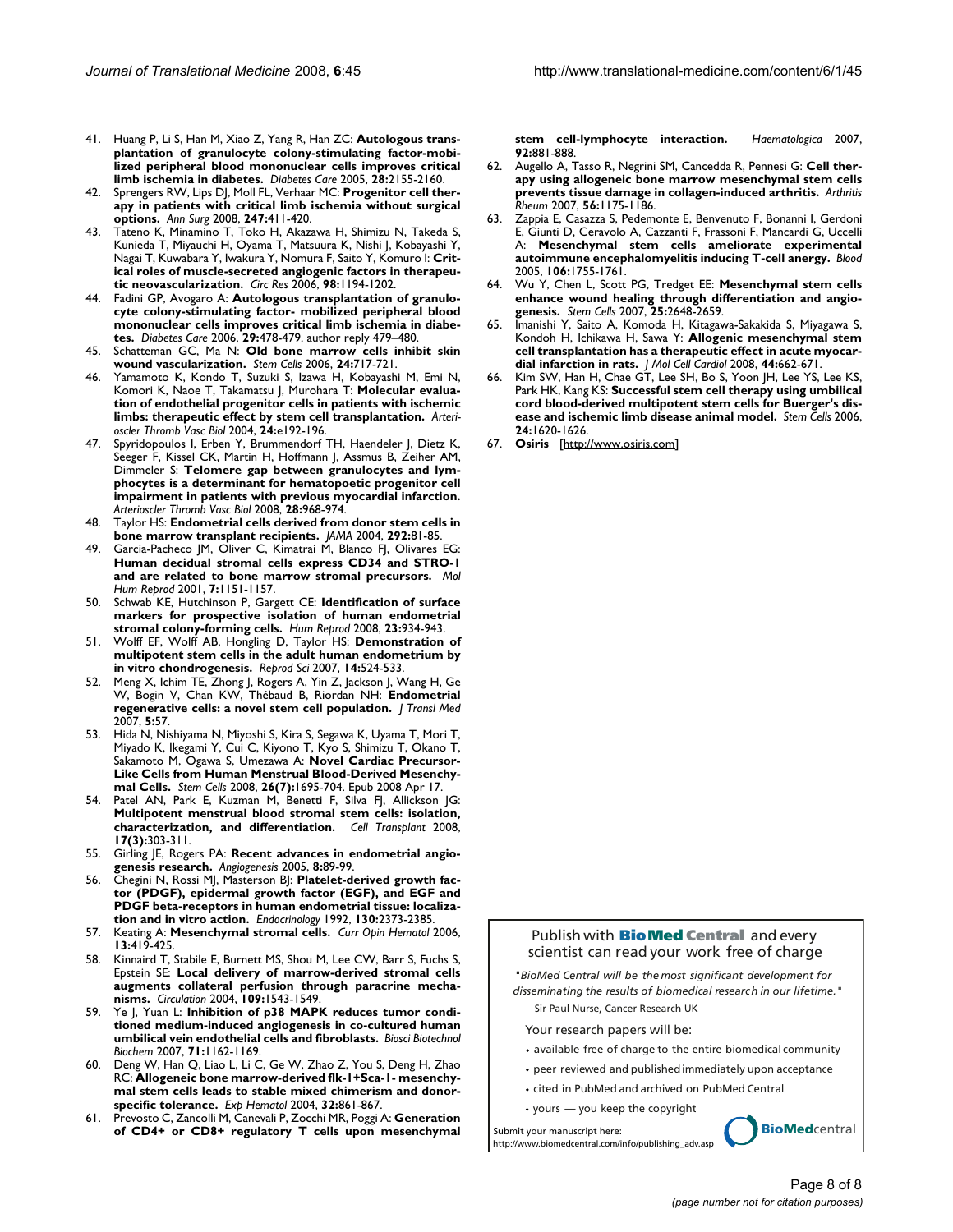41. Huang P, Li S, Han M, Xiao Z, Yang R, Han ZC: **Autologous transplantation of granulocyte colony-stimulating factor-mobilized peripheral blood mononuclear cells improves critical limb ischemia in diabetes.** *Diabetes Care* 2005, **28:**2155-2160.
42. Sprengers RW, Lips DJ, Moll FL, Verhaar MC: **Progenitor cell therapy in patients with critical limb ischemia without surgical options.** *Ann Surg* 2008, **247:**411-420.
43. Tateno K, Minamino T, Toko H, Akazawa H, Shimizu N, Takeda S, Kunieda T, Miyauchi H, Oyama T, Matsuura K, Nishi J, Kobayashi Y, Nagai T, Kuwabara Y, Iwakura Y, Nomura F, Saito Y, Komuro I: **Critical roles of muscle-secreted angiogenic factors in therapeutic neovascularization.** *Circ Res* 2006, **98:**1194-1202.
44. Fadini GP, Avogaro A: **Autologous transplantation of granulocyte colony-stimulating factor- mobilized peripheral blood mononuclear cells improves critical limb ischemia in diabetes.** *Diabetes Care* 2006, **29:**478-479. author reply 479–480.
45. Schatteman GC, Ma N: **Old bone marrow cells inhibit skin wound vascularization.** *Stem Cells* 2006, **24:**717-721.
46. Yamamoto K, Kondo T, Suzuki S, Izawa H, Kobayashi M, Emi N, Komori K, Naoe T, Takamatsu J, Murohara T: **Molecular evaluation of endothelial progenitor cells in patients with ischemic limbs: therapeutic effect by stem cell transplantation.** *Arterioscler Thromb Vasc Biol* 2004, **24:**e192-196.
47. Spyridopoulos I, Erben Y, Brummendorf TH, Haendeler J, Dietz K, Seeger F, Kissel CK, Martin H, Hoffmann J, Assmus B, Zeiher AM, Dimmeler S: **Telomere gap between granulocytes and lymphocytes is a determinant for hematopoetic progenitor cell impairment in patients with previous myocardial infarction.** *Arterioscler Thromb Vasc Biol* 2008, **28:**968-974.
48. Taylor HS: **Endometrial cells derived from donor stem cells in bone marrow transplant recipients.** *JAMA* 2004, **292:**81-85.
49. Garcia-Pacheco JM, Oliver C, Kimatrai M, Blanco FJ, Olivares EG: **Human decidual stromal cells express CD34 and STRO-1 and are related to bone marrow stromal precursors.** *Mol Hum Reprod* 2001, **7:**1151-1157.
50. Schwab KE, Hutchinson P, Gargett CE: **Identification of surface markers for prospective isolation of human endometrial stromal colony-forming cells.** *Hum Reprod* 2008, **23:**934-943.
51. Wolff EF, Wolff AB, Hongling D, Taylor HS: **Demonstration of multipotent stem cells in the adult human endometrium by in vitro chondrogenesis.** *Reprod Sci* 2007, **14:**524-533.
52. Meng X, Ichim TE, Zhong J, Rogers A, Yin Z, Jackson J, Wang H, Ge W, Bogin V, Chan KW, Thébaud B, Riordan NH: **Endometrial regenerative cells: a novel stem cell population.** *J Transl Med* 2007, **5:**57.
53. Hida N, Nishiyama N, Miyoshi S, Kira S, Segawa K, Uyama T, Mori T, Miyado K, Ikegami Y, Cui C, Kiyono T, Kyo S, Shimizu T, Okano T, Sakamoto M, Ogawa S, Umezawa A: **Novel Cardiac Precursor-Like Cells from Human Menstrual Blood-Derived Mesenchymal Cells.** *Stem Cells* 2008, **26(7):**1695-704. Epub 2008 Apr 17.
54. Patel AN, Park E, Kuzman M, Benetti F, Silva FJ, Allickson JG: **Multipotent menstrual blood stromal stem cells: isolation, characterization, and differentiation.** *Cell Transplant* 2008, **17(3):**303-311.
55. Girling JE, Rogers PA: **Recent advances in endometrial angiogenesis research.** *Angiogenesis* 2005, **8:**89-99.
56. Chegini N, Rossi MJ, Masterson BJ: **Platelet-derived growth factor (PDGF), epidermal growth factor (EGF), and EGF and PDGF beta-receptors in human endometrial tissue: localization and in vitro action.** *Endocrinology* 1992, **130:**2373-2385.
57. Keating A: **Mesenchymal stromal cells.** *Curr Opin Hematol* 2006, **13:**419-425.
58. Kinnaird T, Stabile E, Burnett MS, Shou M, Lee CW, Barr S, Fuchs S, Epstein SE: **Local delivery of marrow-derived stromal cells augments collateral perfusion through paracrine mechanisms.** *Circulation* 2004, **109:**1543-1549.
59. Ye J, Yuan L: **Inhibition of p38 MAPK reduces tumor conditioned medium-induced angiogenesis in co-cultured human umbilical vein endothelial cells and fibroblasts.** *Biosci Biotechnol Biochem* 2007, **71:**1162-1169.
60. Deng W, Han Q, Liao L, Li C, Ge W, Zhao Z, You S, Deng H, Zhao RC: **Allogeneic bone marrow-derived flk-1+Sca-1- mesenchymal stem cells leads to stable mixed chimerism and donor-specific tolerance.** *Exp Hematol* 2004, **32:**861-867.
61. Prevosto C, Zancolli M, Canevali P, Zocchi MR, Poggi A: **Generation of CD4+ or CD8+ regulatory T cells upon mesenchymal stem cell-lymphocyte interaction.** *Haematologica* 2007, **92:**881-888.
62. Augello A, Tasso R, Negrini SM, Cancedda R, Pennesi G: **Cell therapy using allogeneic bone marrow mesenchymal stem cells prevents tissue damage in collagen-induced arthritis.** *Arthritis Rheum* 2007, **56:**1175-1186.
63. Zappia E, Casazza S, Pedemonte E, Benvenuto F, Bonanni I, Gerdoni E, Giunti D, Ceravolo A, Cazzanti F, Frassoni F, Mancardi G, Uccelli A: **Mesenchymal stem cells ameliorate experimental autoimmune encephalomyelitis inducing T-cell anergy.** *Blood* 2005, **106:**1755-1761.
64. Wu Y, Chen L, Scott PG, Tredget EE: **Mesenchymal stem cells enhance wound healing through differentiation and angiogenesis.** *Stem Cells* 2007, **25:**2648-2659.
65. Imanishi Y, Saito A, Komoda H, Kitagawa-Sakakida S, Miyagawa S, Kondoh H, Ichikawa H, Sawa Y: **Allogenic mesenchymal stem cell transplantation has a therapeutic effect in acute myocardial infarction in rats.** *J Mol Cell Cardiol* 2008, **44:**662-671.
66. Kim SW, Han H, Chae GT, Lee SH, Bo S, Yoon JH, Lee YS, Lee KS, Park HK, Kang KS: **Successful stem cell therapy using umbilical cord blood-derived multipotent stem cells for Buerger's disease and ischemic limb disease animal model.** *Stem Cells* 2006, **24:**1620-1626.
67. **Osiris** [http://www.osiris.com]

Publish with **BioMed Central** and every scientist can read your work free of charge

*"BioMed Central will be the most significant development for disseminating the results of biomedical research in our lifetime."*
Sir Paul Nurse, Cancer Research UK

Your research papers will be:

- available free of charge to the entire biomedical community
- peer reviewed and published immediately upon acceptance
- cited in PubMed and archived on PubMed Central
- yours — you keep the copyright

Submit your manuscript here:
http://www.biomedcentral.com/info/publishing_adv.asp

BioMedcentral